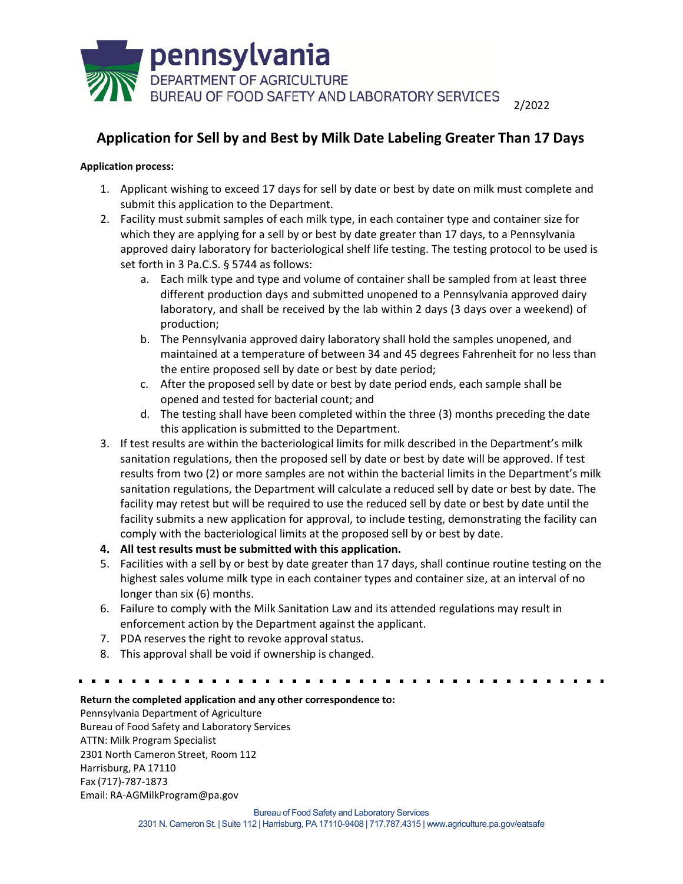pennsylvania
DEPARTMENT OF AGRICULTURE
BUREAU OF FOOD SAFETY AND LABORATORY SERVICES

2/2022

# Application for Sell by and Best by Milk Date Labeling Greater Than 17 Days

**Application process:**

1. Applicant wishing to exceed 17 days for sell by date or best by date on milk must complete and submit this application to the Department.
2. Facility must submit samples of each milk type, in each container type and container size for which they are applying for a sell by or best by date greater than 17 days, to a Pennsylvania approved dairy laboratory for bacteriological shelf life testing. The testing protocol to be used is set forth in 3 Pa.C.S. § 5744 as follows:
   a. Each milk type and type and volume of container shall be sampled from at least three different production days and submitted unopened to a Pennsylvania approved dairy laboratory, and shall be received by the lab within 2 days (3 days over a weekend) of production;
   b. The Pennsylvania approved dairy laboratory shall hold the samples unopened, and maintained at a temperature of between 34 and 45 degrees Fahrenheit for no less than the entire proposed sell by date or best by date period;
   c. After the proposed sell by date or best by date period ends, each sample shall be opened and tested for bacterial count; and
   d. The testing shall have been completed within the three (3) months preceding the date this application is submitted to the Department.
3. If test results are within the bacteriological limits for milk described in the Department's milk sanitation regulations, then the proposed sell by date or best by date will be approved. If test results from two (2) or more samples are not within the bacterial limits in the Department's milk sanitation regulations, the Department will calculate a reduced sell by date or best by date. The facility may retest but will be required to use the reduced sell by date or best by date until the facility submits a new application for approval, to include testing, demonstrating the facility can comply with the bacteriological limits at the proposed sell by or best by date.
4. **All test results must be submitted with this application.**
5. Facilities with a sell by or best by date greater than 17 days, shall continue routine testing on the highest sales volume milk type in each container types and container size, at an interval of no longer than six (6) months.
6. Failure to comply with the Milk Sanitation Law and its attended regulations may result in enforcement action by the Department against the applicant.
7. PDA reserves the right to revoke approval status.
8. This approval shall be void if ownership is changed.

---

**Return the completed application and any other correspondence to:**
Pennsylvania Department of Agriculture
Bureau of Food Safety and Laboratory Services
ATTN: Milk Program Specialist
2301 North Cameron Street, Room 112
Harrisburg, PA 17110
Fax (717)-787-1873
Email: RA-AGMilkProgram@pa.gov

Bureau of Food Safety and Laboratory Services
2301 N. Cameron St. | Suite 112 | Harrisburg, PA 17110-9408 | 717.787.4315 | www.agriculture.pa.gov/eatsafe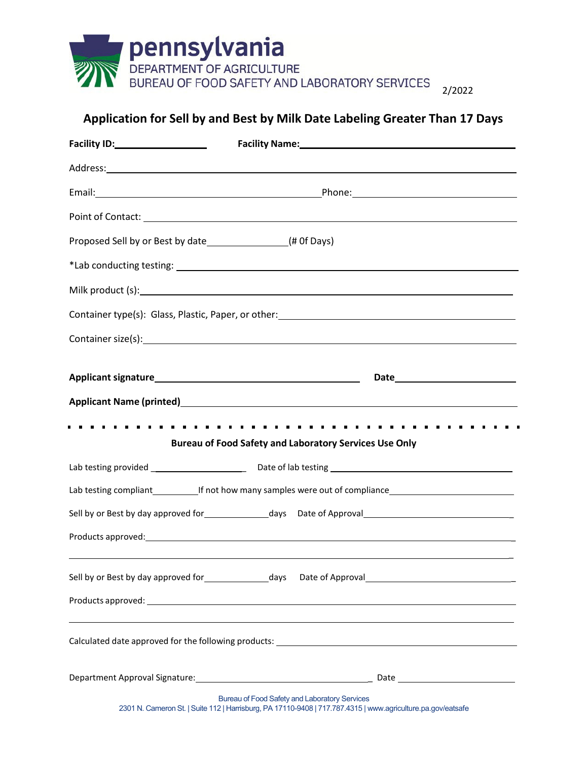pennsylvania
DEPARTMENT OF AGRICULTURE
BUREAU OF FOOD SAFETY AND LABORATORY SERVICES

2/2022

## Application for Sell by and Best by Milk Date Labeling Greater Than 17 Days

**Facility ID:** ________________ **Facility Name:** ________________________________________

Address: ______________________________________________________________________

Email: ________________________________________ Phone: ______________________________

Point of Contact: ________________________________________________________________

Proposed Sell by or Best by date ______________ (# 0f Days)

*Lab conducting testing: _________________________________________________________

Milk product (s): _________________________________________________________________

Container type(s): Glass, Plastic, Paper, or other: ________________________________________

Container size(s): _________________________________________________________________

**Applicant signature** ________________________________________ **Date** ______________________

**Applicant Name (printed)** __________________________________________________________

---

**Bureau of Food Safety and Laboratory Services Use Only**

Lab testing provided __________________ Date of lab testing ______________________________

Lab testing compliant _________ If not how many samples were out of compliance ______________________

Sell by or Best by day approved for ____________ days Date of Approval ______________________________

Products approved: ______________________________________________________________

_______________________________________________________________________________

Sell by or Best by day approved for ____________ days Date of Approval ______________________________

Products approved: ______________________________________________________________

_______________________________________________________________________________

Calculated date approved for the following products: _______________________________________

Department Approval Signature: ________________________________ Date ______________________

Bureau of Food Safety and Laboratory Services
2301 N. Cameron St. | Suite 112 | Harrisburg, PA 17110-9408 | 717.787.4315 | www.agriculture.pa.gov/eatsafe